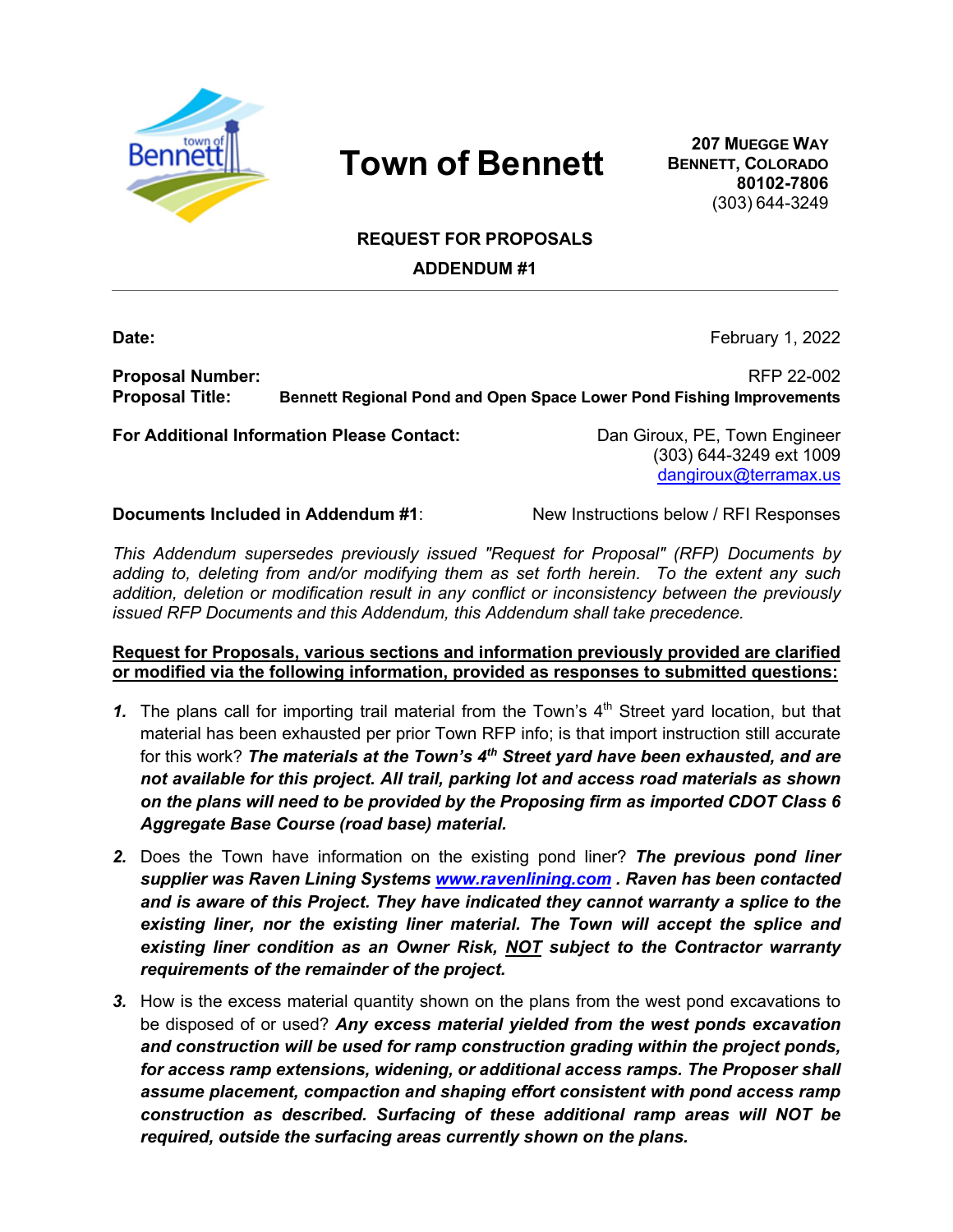# Town of Bennett

**207 MUEGGE WAY**
**BENNETT, COLORADO**
**80102-7806**
(303) 644-3249

## REQUEST FOR PROPOSALS

## ADDENDUM #1

---

**Date:** February 1, 2022

**Proposal Number:** RFP 22-002
**Proposal Title:** **Bennett Regional Pond and Open Space Lower Pond Fishing Improvements**

**For Additional Information Please Contact:** Dan Giroux, PE, Town Engineer
(303) 644-3249 ext 1009
dangiroux@terramax.us

**Documents Included in Addendum #1**: New Instructions below / RFI Responses

*This Addendum supersedes previously issued "Request for Proposal" (RFP) Documents by adding to, deleting from and/or modifying them as set forth herein. To the extent any such addition, deletion or modification result in any conflict or inconsistency between the previously issued RFP Documents and this Addendum, this Addendum shall take precedence.*

**Request for Proposals, various sections and information previously provided are clarified or modified via the following information, provided as responses to submitted questions:**

1. The plans call for importing trail material from the Town's 4th Street yard location, but that material has been exhausted per prior Town RFP info; is that import instruction still accurate for this work? ***The materials at the Town's 4th Street yard have been exhausted, and are not available for this project. All trail, parking lot and access road materials as shown on the plans will need to be provided by the Proposing firm as imported CDOT Class 6 Aggregate Base Course (road base) material.***

2. Does the Town have information on the existing pond liner? ***The previous pond liner supplier was Raven Lining Systems www.ravenlining.com . Raven has been contacted and is aware of this Project. They have indicated they cannot warranty a splice to the existing liner, nor the existing liner material. The Town will accept the splice and existing liner condition as an Owner Risk, NOT subject to the Contractor warranty requirements of the remainder of the project.***

3. How is the excess material quantity shown on the plans from the west pond excavations to be disposed of or used? ***Any excess material yielded from the west ponds excavation and construction will be used for ramp construction grading within the project ponds, for access ramp extensions, widening, or additional access ramps. The Proposer shall assume placement, compaction and shaping effort consistent with pond access ramp construction as described. Surfacing of these additional ramp areas will NOT be required, outside the surfacing areas currently shown on the plans.***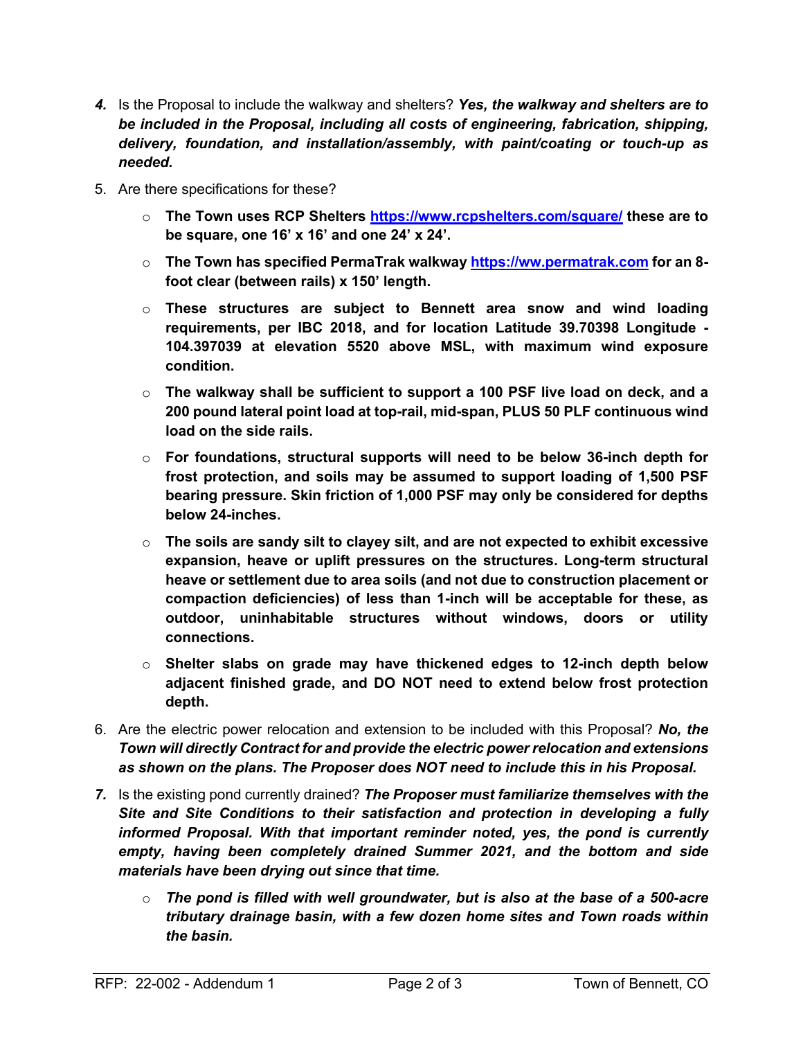4. Is the Proposal to include the walkway and shelters? ***Yes, the walkway and shelters are to be included in the Proposal, including all costs of engineering, fabrication, shipping, delivery, foundation, and installation/assembly, with paint/coating or touch-up as needed.***

5. Are there specifications for these?

   - **The Town uses RCP Shelters https://www.rcpshelters.com/square/ these are to be square, one 16' x 16' and one 24' x 24'.**
   - **The Town has specified PermaTrak walkway https://ww.permatrak.com for an 8-foot clear (between rails) x 150' length.**
   - **These structures are subject to Bennett area snow and wind loading requirements, per IBC 2018, and for location Latitude 39.70398 Longitude -104.397039 at elevation 5520 above MSL, with maximum wind exposure condition.**
   - **The walkway shall be sufficient to support a 100 PSF live load on deck, and a 200 pound lateral point load at top-rail, mid-span, PLUS 50 PLF continuous wind load on the side rails.**
   - **For foundations, structural supports will need to be below 36-inch depth for frost protection, and soils may be assumed to support loading of 1,500 PSF bearing pressure. Skin friction of 1,000 PSF may only be considered for depths below 24-inches.**
   - **The soils are sandy silt to clayey silt, and are not expected to exhibit excessive expansion, heave or uplift pressures on the structures. Long-term structural heave or settlement due to area soils (and not due to construction placement or compaction deficiencies) of less than 1-inch will be acceptable for these, as outdoor, uninhabitable structures without windows, doors or utility connections.**
   - **Shelter slabs on grade may have thickened edges to 12-inch depth below adjacent finished grade, and DO NOT need to extend below frost protection depth.**

6. Are the electric power relocation and extension to be included with this Proposal? ***No, the Town will directly Contract for and provide the electric power relocation and extensions as shown on the plans. The Proposer does NOT need to include this in his Proposal.***

7. Is the existing pond currently drained? ***The Proposer must familiarize themselves with the Site and Site Conditions to their satisfaction and protection in developing a fully informed Proposal. With that important reminder noted, yes, the pond is currently empty, having been completely drained Summer 2021, and the bottom and side materials have been drying out since that time.***

   - ***The pond is filled with well groundwater, but is also at the base of a 500-acre tributary drainage basin, with a few dozen home sites and Town roads within the basin.***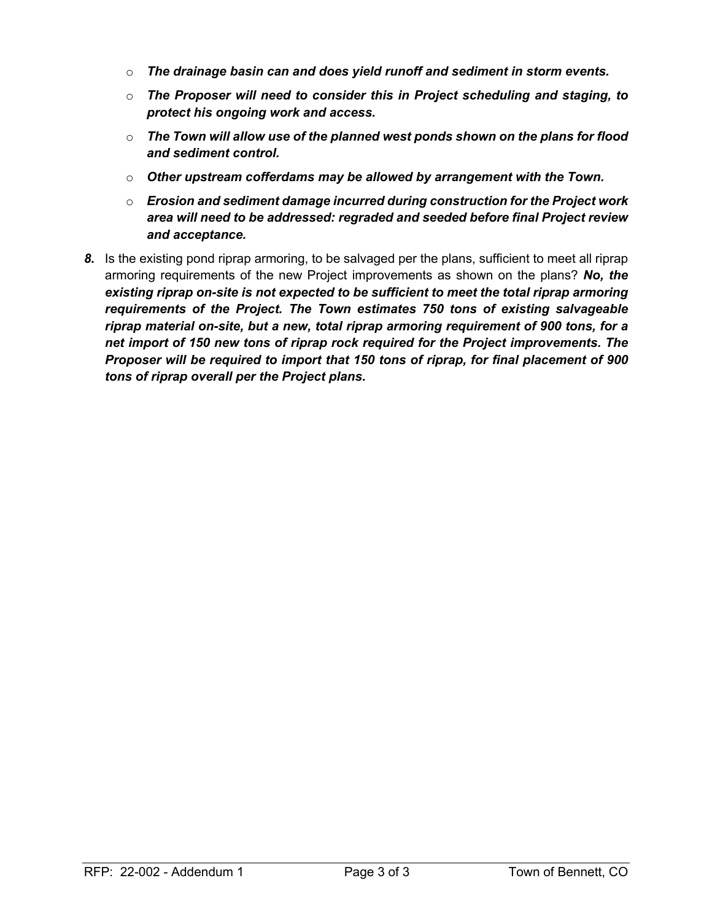- ***The drainage basin can and does yield runoff and sediment in storm events.***
- ***The Proposer will need to consider this in Project scheduling and staging, to protect his ongoing work and access.***
- ***The Town will allow use of the planned west ponds shown on the plans for flood and sediment control.***
- ***Other upstream cofferdams may be allowed by arrangement with the Town.***
- ***Erosion and sediment damage incurred during construction for the Project work area will need to be addressed: regraded and seeded before final Project review and acceptance.***

***8.*** Is the existing pond riprap armoring, to be salvaged per the plans, sufficient to meet all riprap armoring requirements of the new Project improvements as shown on the plans? ***No, the existing riprap on-site is not expected to be sufficient to meet the total riprap armoring requirements of the Project. The Town estimates 750 tons of existing salvageable riprap material on-site, but a new, total riprap armoring requirement of 900 tons, for a net import of 150 new tons of riprap rock required for the Project improvements. The Proposer will be required to import that 150 tons of riprap, for final placement of 900 tons of riprap overall per the Project plans.***